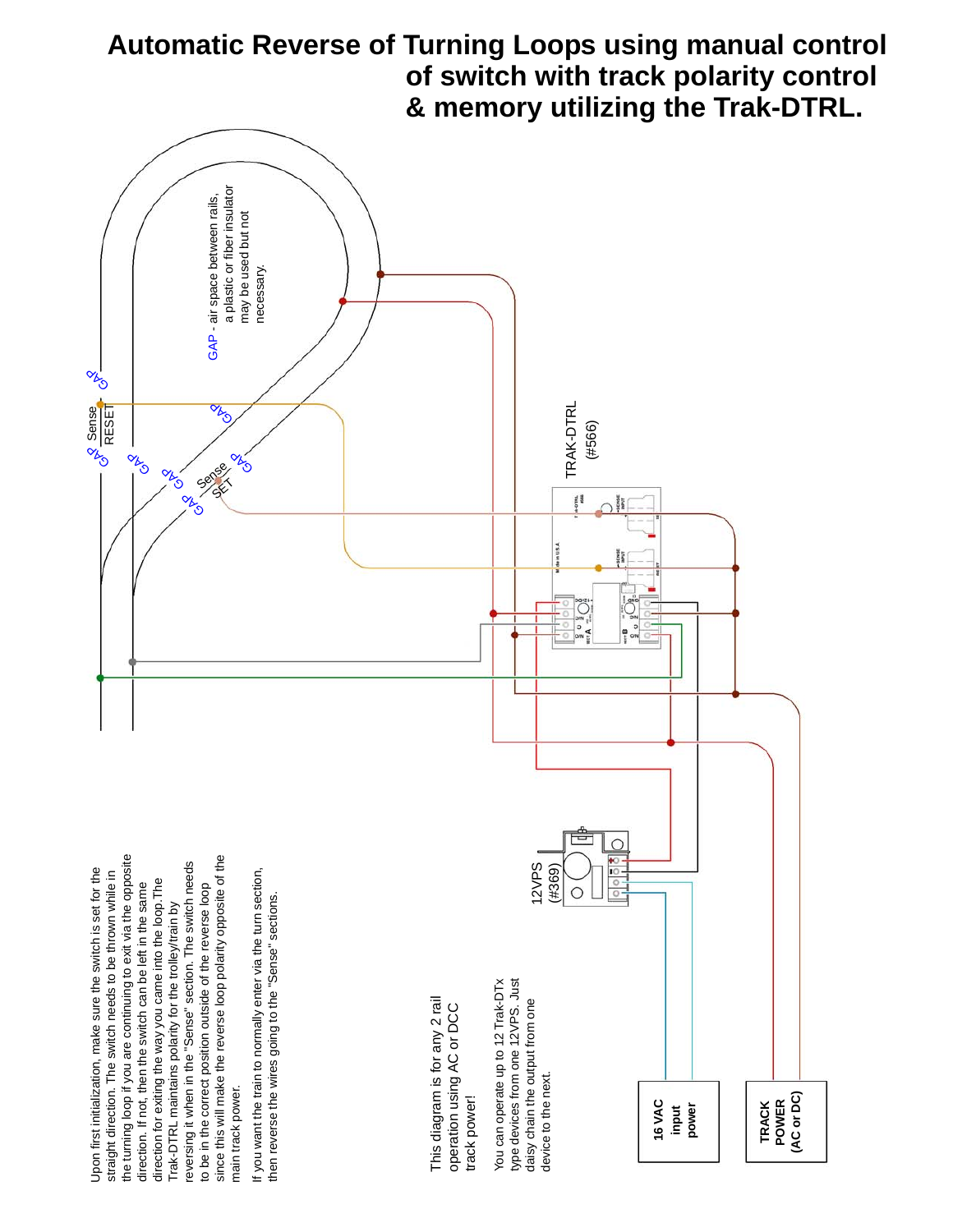# Automatic Reverse of Turning Loops using manual control of switch with track polarity control & memory utilizing the Trak-DTRL.

GAP - air space between rails, a plastic or fiber insulator may be used but not necessary.

GAP

Sense RESET

Sense SET

TRAK-DTRL (#566)

12VPS (#369)

16 VAC input power

TRACK POWER (AC or DC)

Upon first initialization, make sure the switch is set for the straight direction. The switch needs to be thrown while in the turning loop if you are continuing to exit via the opposite direction. If not, then the switch can be left in the same direction for exiting the way you came into the loop. The Trak-DTRL maintains polarity for the trolley/train by reversing it when in the "Sense" section. The switch needs to be in the correct position outside of the reverse loop since this will make the reverse loop polarity opposite of the main track power.

If you want the train to normally enter via the turn section, then reverse the wires going to the "Sense" sections.

This diagram is for any 2 rail operation using AC or DCC track power!

You can operate up to 12 Trak-DTx type devices from one 12VPS. Just daisy chain the output from one device to the next.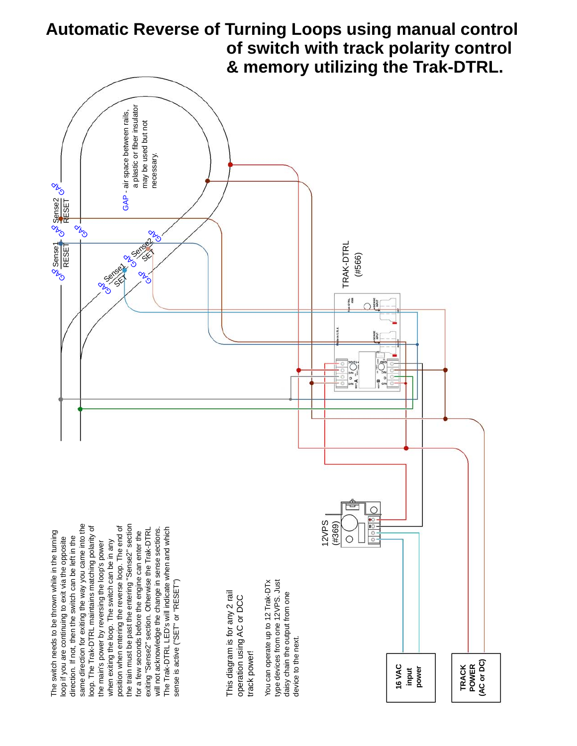# Automatic Reverse of Turning Loops using manual control of switch with track polarity control & memory utilizing the Trak-DTRL.

GAP - air space between rails, a plastic or fiber insulator may be used but not necessary.

TRAK-DTRL (#566)

12VPS (#369)

16 VAC input power

TRACK POWER (AC or DC)

The switch needs to be thrown while in the turning loop if you are continuing to exit via the opposite direction. If not, then the switch can be left in the same direction for exiting the way you came into the loop. The Trak-DTRL maintains matching polarity of the main's power by reversing the loop's power when exiting the loop. The switch can be in any position when entering the reverse loop. The end of the train must be past the entering "Sense2" section for a few seconds before the engine can enter the exiting "Sense2" section. Otherwise the Trak-DTRL will not acknowledge the change in sense sections. The Trak-DTRL LED's will indicate when and which sense is active ("SET" or "RESET")

This diagram is for any 2 rail operation using AC or DCC track power!

You can operate up to 12 Trak-DTx type devices from one 12VPS. Just daisy chain the output from one device to the next.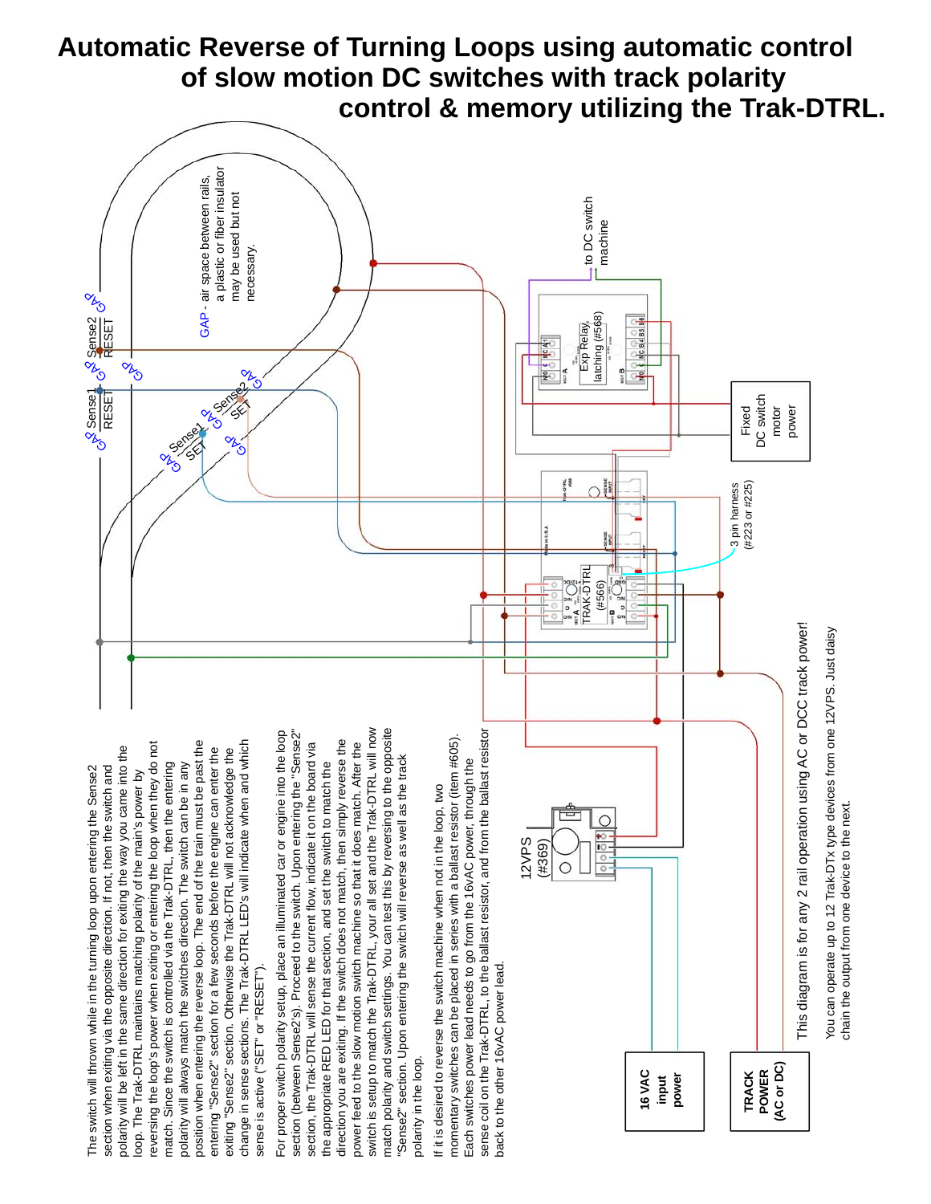# Automatic Reverse of Turning Loops using automatic control of slow motion DC switches with track polarity control & memory utilizing the Trak-DTRL.

GAP - air space between rails, a plastic or fiber insulator may be used but not necessary.

Sense2 RESET

Sense1 RESET

Sense1 SET

Sense2 SET

to DC switch machine

Exp Relay, latching (#568)

Fixed DC switch motor power

3 pin harness (#223 or #225)

TRAK-DTRL (#566)

12VPS (#369)

16 VAC input power

TRACK POWER (AC or DC)

The switch will thrown while in the turning loop upon entering the Sense2 section when exiting via the opposite direction. If not, then the switch and polarity will be left in the same direction for exiting the way you came into the loop. The Trak-DTRL maintains matching polarity of the main's power by reversing the loop's power when exiting or entering the loop when they do not match. Since the switch is controlled via the Trak-DTRL, then the entering polarity will always match the switches direction. The switch can be in any position when entering the reverse loop. The end of the train must be past the entering "Sense2" section for a few seconds before the engine can enter the exiting "Sense2" section. Otherwise the Trak-DTRL will not acknowledge the change in sense sections. The Trak-DTRL LED's will indicate when and which sense is active ("SET" or "RESET").

For proper switch polarity setup, place an illuminated car or engine into the loop section (between Sense2's). Proceed to the switch. Upon entering the "Sense2" section, the Trak-DTRL will sense the current flow, indicate it on the board via the appropriate RED LED for that section, and set the switch to match the direction you are exiting. If the switch does not match, then simply reverse the power feed to the slow motion switch machine so that it does match. After the switch is setup to match the Trak-DTRL, your all set and the Trak-DTRL will now match polarity and switch settings. You can test this by reversing to the opposite "Sense2" section. Upon entering the switch will reverse as well as the track polarity in the loop.

If it is desired to reverse the switch machine when not in the loop, two momentary switches can be placed in series with a ballast resistor (item #605). Each switches power lead needs to go from the 16VAC power, through the sense coil on the Trak-DTRL, to the ballast resistor, and from the ballast resistor back to the other 16VAC power lead.

This diagram is for any 2 rail operation using AC or DCC track power!

You can operate up to 12 Trak-DTx type devices from one 12VPS. Just daisy chain the output from one device to the next.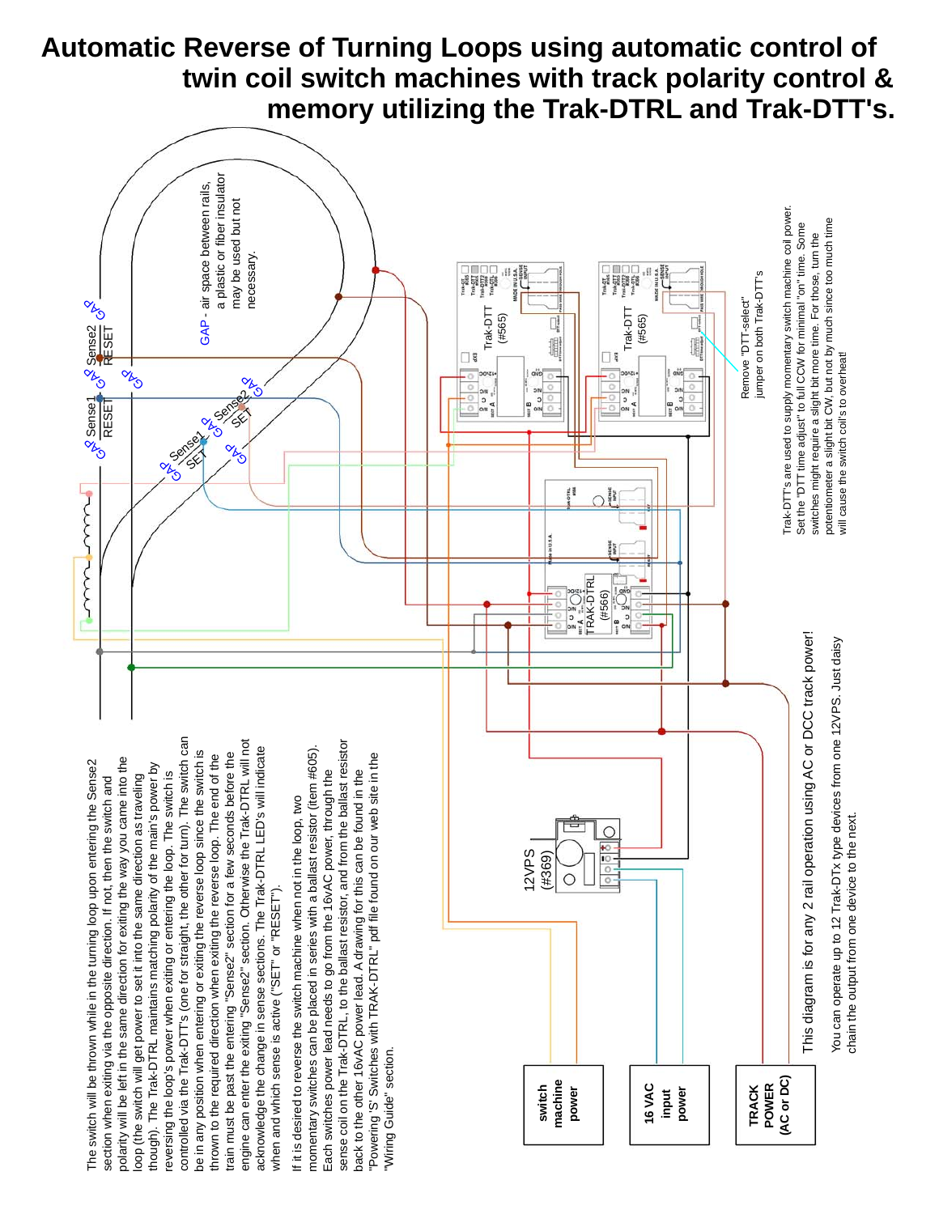# Automatic Reverse of Turning Loops using automatic control of twin coil switch machines with track polarity control & memory utilizing the Trak-DTRL and Trak-DTT's.

GAP - air space between rails, a plastic or fiber insulator may be used but not necessary.

GAP

Sense2 RESET

Sense1 RESET

Sense1 SET

Sense2 SET

Trak-DTT (#565)

Trak-DTT (#565)

TRAK-DTRL (#566)

Remove "DTT-select" jumper on both Trak-DTT's

Trak-DTT's are used to supply momentary switch machine coil power. Set the "DTT time adjust" to full CCW for minimal "on" time. Some switches might require a slight bit more time. For those, turn the potentiometer a slight bit CW, but not by much since too much time will cause the switch coil's to overheat!

12VPS (#369)

switch machine power

16 VAC input power

TRACK POWER (AC or DC)

This diagram is for any 2 rail operation using AC or DCC track power!

You can operate up to 12 Trak-DTx type devices from one 12VPS. Just daisy chain the output from one device to the next.

The switch will be thrown while in the turning loop upon entering the Sense2 section when exiting via the opposite direction. If not, then the switch and polarity will be left in the same direction for exiting the way you came into the loop (the switch will get power to set it into the same direction as traveling though). The Trak-DTRL maintains matching polarity of the main's power by reversing the loop's power when exiting or entering the loop. The switch is controlled via the Trak-DTT's (one for straight, the other for turn). The switch can be in any position when entering or exiting the reverse loop since the switch is thrown to the required direction when exiting the reverse loop. The end of the train must be past the entering "Sense2" section for a few seconds before the engine can enter the exiting "Sense2" section. Otherwise the Trak-DTRL will not acknowledge the change in sense sections. The Trak-DTRL LED's will indicate when and which sense is active ("SET" or "RESET").

If it is desired to reverse the switch machine when not in the loop, two momentary switches can be placed in series with a ballast resistor (item #605). Each switches power lead needs to go from the 16vAC power, through the sense coil on the Trak-DTRL, to the ballast resistor, and from the ballast resistor back to the other 16vAC power lead. A drawing for this can be found in the "Powering 'S' Switches with TRAK-DTRL" pdf file found on our web site in the "Wiring Guide" section.